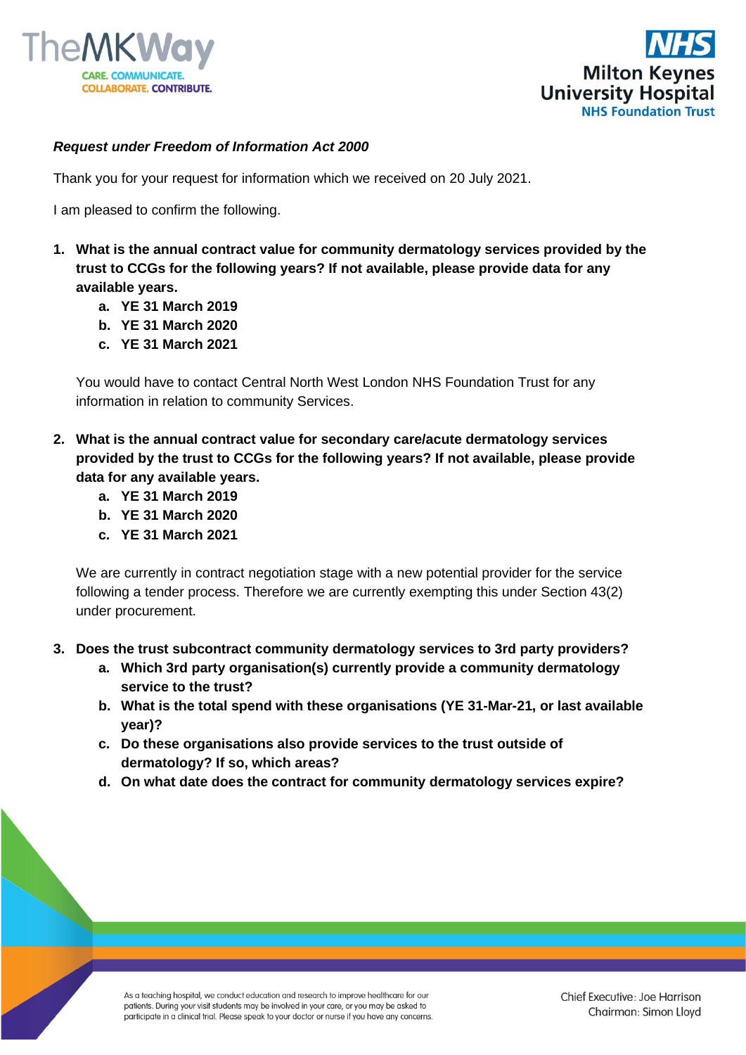***Request under Freedom of Information Act 2000***

Thank you for your request for information which we received on 20 July 2021.

I am pleased to confirm the following.

1. **What is the annual contract value for community dermatology services provided by the trust to CCGs for the following years? If not available, please provide data for any available years.**
   a. **YE 31 March 2019**
   b. **YE 31 March 2020**
   c. **YE 31 March 2021**

   You would have to contact Central North West London NHS Foundation Trust for any information in relation to community Services.

2. **What is the annual contract value for secondary care/acute dermatology services provided by the trust to CCGs for the following years? If not available, please provide data for any available years.**
   a. **YE 31 March 2019**
   b. **YE 31 March 2020**
   c. **YE 31 March 2021**

   We are currently in contract negotiation stage with a new potential provider for the service following a tender process. Therefore we are currently exempting this under Section 43(2) under procurement.

3. **Does the trust subcontract community dermatology services to 3rd party providers?**
   a. **Which 3rd party organisation(s) currently provide a community dermatology service to the trust?**
   b. **What is the total spend with these organisations (YE 31-Mar-21, or last available year)?**
   c. **Do these organisations also provide services to the trust outside of dermatology? If so, which areas?**
   d. **On what date does the contract for community dermatology services expire?**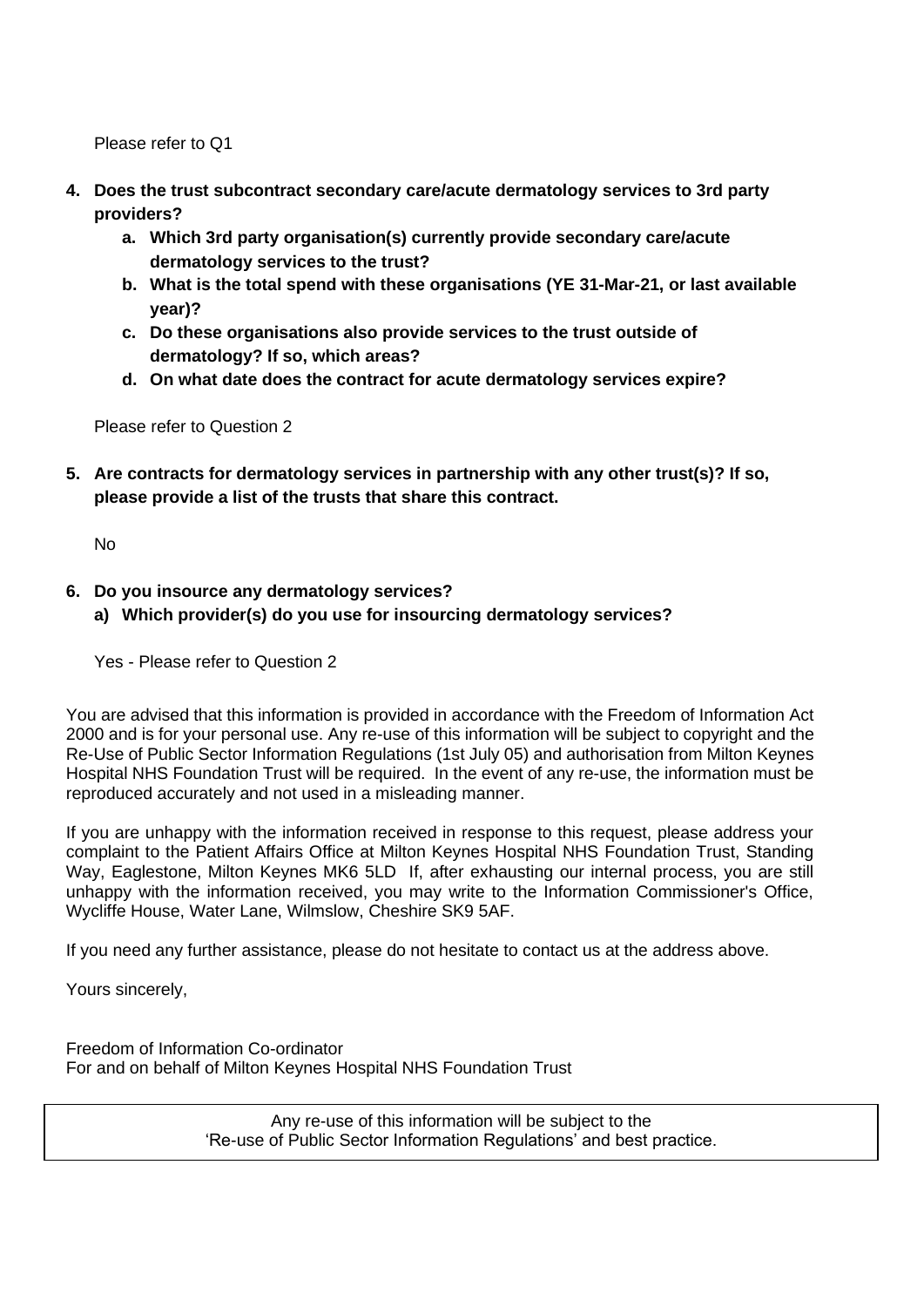Please refer to Q1

**4. Does the trust subcontract secondary care/acute dermatology services to 3rd party providers?**

   **a. Which 3rd party organisation(s) currently provide secondary care/acute dermatology services to the trust?**

   **b. What is the total spend with these organisations (YE 31-Mar-21, or last available year)?**

   **c. Do these organisations also provide services to the trust outside of dermatology? If so, which areas?**

   **d. On what date does the contract for acute dermatology services expire?**

Please refer to Question 2

**5. Are contracts for dermatology services in partnership with any other trust(s)? If so, please provide a list of the trusts that share this contract.**

No

**6. Do you insource any dermatology services?**

   **a) Which provider(s) do you use for insourcing dermatology services?**

Yes - Please refer to Question 2

You are advised that this information is provided in accordance with the Freedom of Information Act 2000 and is for your personal use. Any re-use of this information will be subject to copyright and the Re-Use of Public Sector Information Regulations (1st July 05) and authorisation from Milton Keynes Hospital NHS Foundation Trust will be required. In the event of any re-use, the information must be reproduced accurately and not used in a misleading manner.

If you are unhappy with the information received in response to this request, please address your complaint to the Patient Affairs Office at Milton Keynes Hospital NHS Foundation Trust, Standing Way, Eaglestone, Milton Keynes MK6 5LD If, after exhausting our internal process, you are still unhappy with the information received, you may write to the Information Commissioner's Office, Wycliffe House, Water Lane, Wilmslow, Cheshire SK9 5AF.

If you need any further assistance, please do not hesitate to contact us at the address above.

Yours sincerely,

Freedom of Information Co-ordinator
For and on behalf of Milton Keynes Hospital NHS Foundation Trust

Any re-use of this information will be subject to the
'Re-use of Public Sector Information Regulations' and best practice.